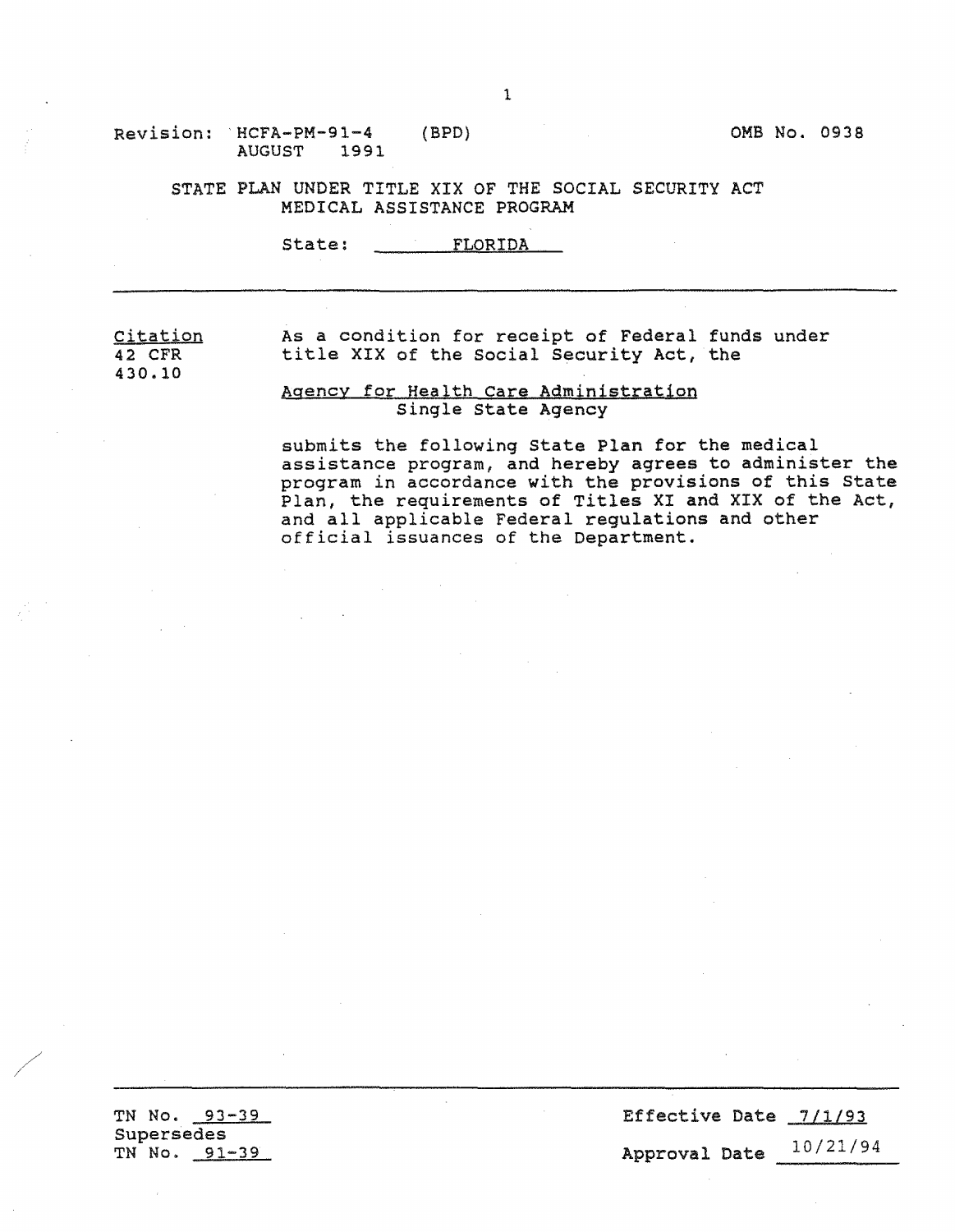Revision: HCFA-PM-91-4 (BPD) AUGUST 1991

OMB No. 0938

STATE PLAN UNDER TITLE XIX OF THE SOCIAL SECURITY ACT
MEDICAL ASSISTANCE PROGRAM

State: FLORIDA

---

| Citation | |
|---|---|
| 42 CFR 430.10 | As a condition for receipt of Federal funds under title XIX of the Social Security Act, the<br><br>Agency for Health Care Administration<br>Single State Agency<br><br>submits the following State Plan for the medical assistance program, and hereby agrees to administer the program in accordance with the provisions of this State Plan, the requirements of Titles XI and XIX of the Act, and all applicable Federal regulations and other official issuances of the Department. |

---

TN No. 93-39
Supersedes
TN No. 91-39

Effective Date 7/1/93

Approval Date 10/21/94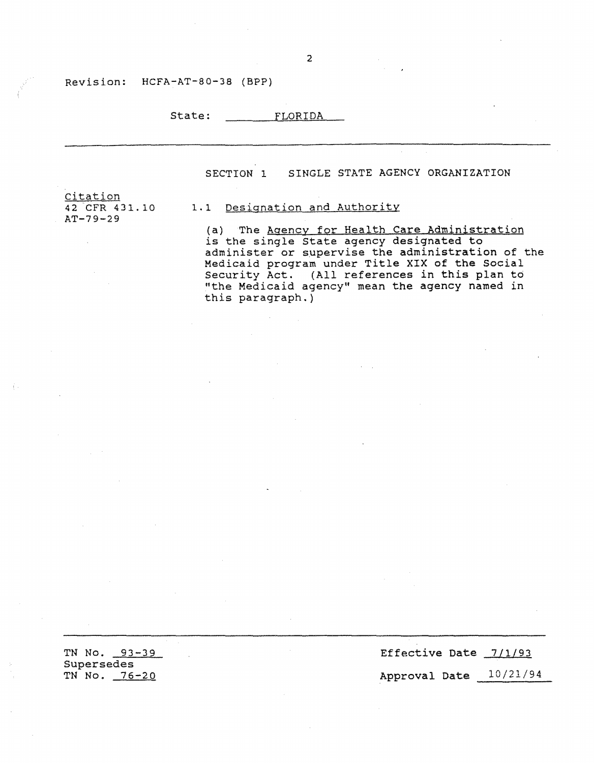Revision: HCFA-AT-80-38 (BPP)

State: FLORIDA

## SECTION 1 SINGLE STATE AGENCY ORGANIZATION

Citation
42 CFR 431.10
AT-79-29

### 1.1 Designation and Authority

(a) The Agency for Health Care Administration is the single State agency designated to administer or supervise the administration of the Medicaid program under Title XIX of the Social Security Act. (All references in this plan to "the Medicaid agency" mean the agency named in this paragraph.)

TN No. 93-39
Supersedes
TN No. 76-20

Effective Date 7/1/93

Approval Date 10/21/94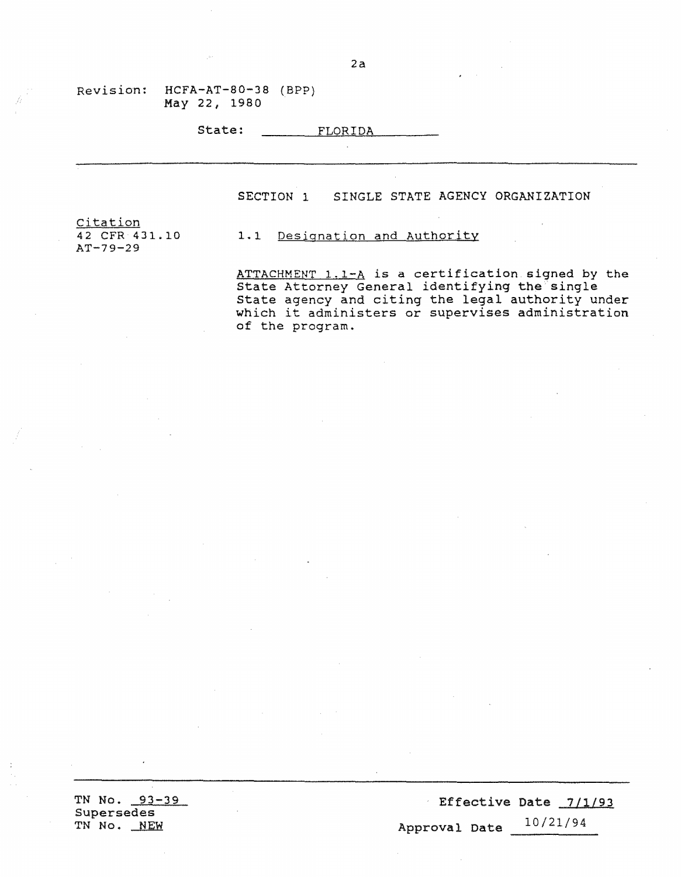Revision: HCFA-AT-80-38 (BPP)
May 22, 1980

State: FLORIDA

## SECTION 1 SINGLE STATE AGENCY ORGANIZATION

Citation
42 CFR 431.10
AT-79-29

1.1 Designation and Authority

ATTACHMENT 1.1-A is a certification signed by the State Attorney General identifying the single State agency and citing the legal authority under which it administers or supervises administration of the program.

TN No. 93-39
Supersedes
TN No. NEW

Effective Date 7/1/93

Approval Date 10/21/94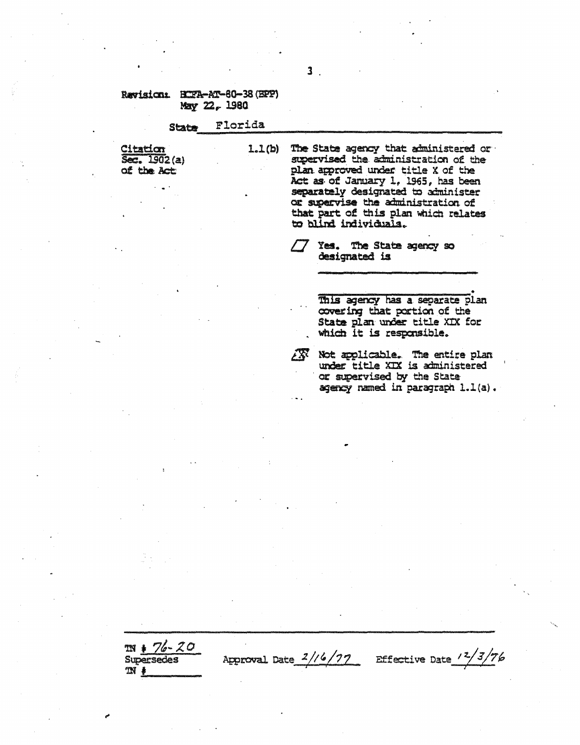Revision: HCFA-AT-80-38 (BPP)
May 22, 1980

State Florida

| Citation | | |
|---|---|---|
| Sec. 1902(a) of the Act | 1.1(b) | The State agency that administered or supervised the administration of the plan approved under title X of the Act as of January 1, 1965, has been separately designated to administer or supervise the administration of that part of this plan which relates to blind individuals. |

/_/ Yes. The State agency so designated is

______________________________

______________________________.

This agency has a separate plan covering that portion of the State plan under title XIX for which it is responsible.

/X/ Not applicable. The entire plan under title XIX is administered or supervised by the State agency named in paragraph 1.1(a).

TN # 76-20
Supersedes
TN # ______

Approval Date 2/16/77 Effective Date 12/3/76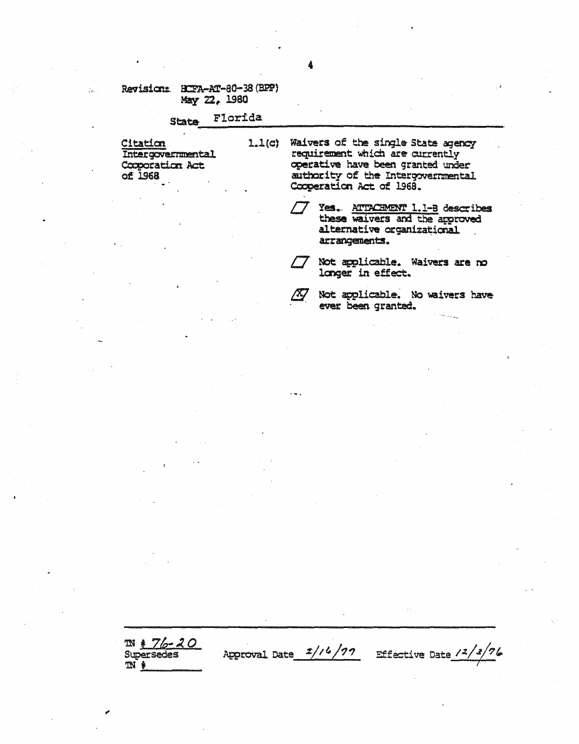Revision: HCFA-AT-80-38 (BPP)
May 22, 1980

State Florida

| Citation | | |
|---|---|---|
| Intergovernmental Cooperation Act of 1968 | 1.1(c) | Waivers of the single State agency requirement which are currently operative have been granted under authority of the Intergovernmental Cooperation Act of 1968. |

- [ ] Yes. ATTACHMENT 1.1-B describes these waivers and the approved alternative organizational arrangements.
- [ ] Not applicable. Waivers are no longer in effect.
- [x] Not applicable. No waivers have ever been granted.

TN # 76-20
Supersedes
TN #

Approval Date 2/16/77 Effective Date 12/3/76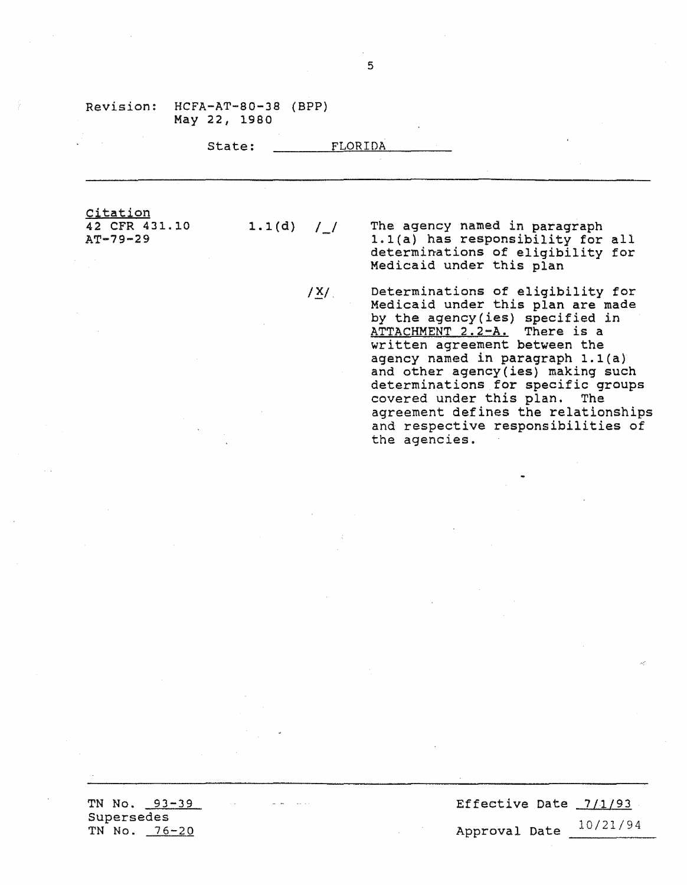Revision: HCFA-AT-80-38 (BPP)
May 22, 1980

State: FLORIDA

| Citation | | | |
|---|---|---|---|
| 42 CFR 431.10<br>AT-79-29 | 1.1(d) | /_/ | The agency named in paragraph 1.1(a) has responsibility for all determinations of eligibility for Medicaid under this plan |
| | | /X/ | Determinations of eligibility for Medicaid under this plan are made by the agency(ies) specified in ATTACHMENT 2.2-A. There is a written agreement between the agency named in paragraph 1.1(a) and other agency(ies) making such determinations for specific groups covered under this plan. The agreement defines the relationships and respective responsibilities of the agencies. |

TN No. 93-39
Supersedes
TN No. 76-20

Effective Date 7/1/93

Approval Date 10/21/94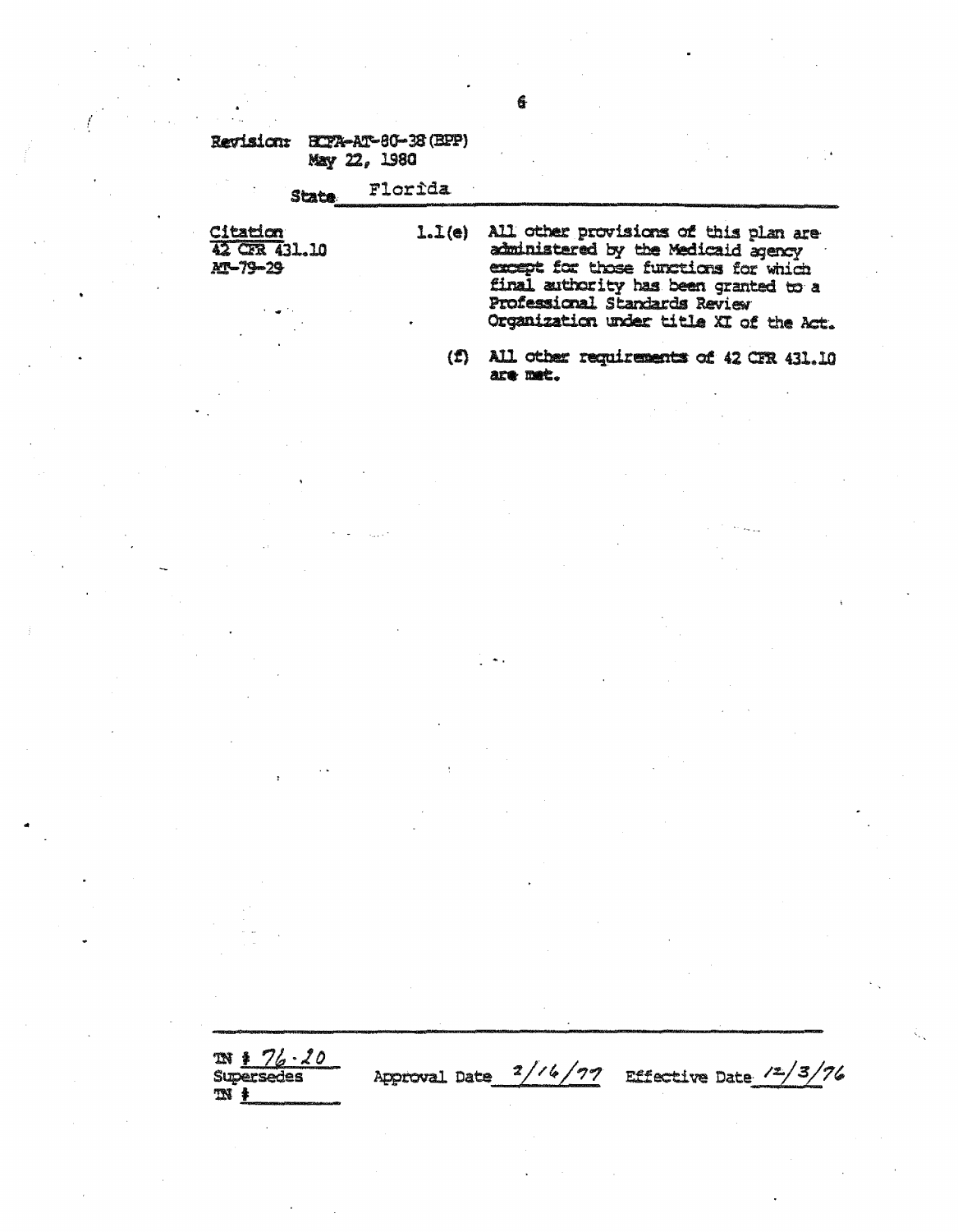Revision: HCFA-AT-80-38 (BPP)
May 22, 1980

State Florida

| Citation | | |
|---|---|---|
| 42 CFR 431.10<br>AT-79-29 | 1.1(e) | All other provisions of this plan are administered by the Medicaid agency except for those functions for which final authority has been granted to a Professional Standards Review Organization under title XI of the Act. |
| | (f) | All other requirements of 42 CFR 431.10 are met. |

TN # 76-20
Supersedes
TN #

Approval Date 2/16/77 Effective Date 12/3/76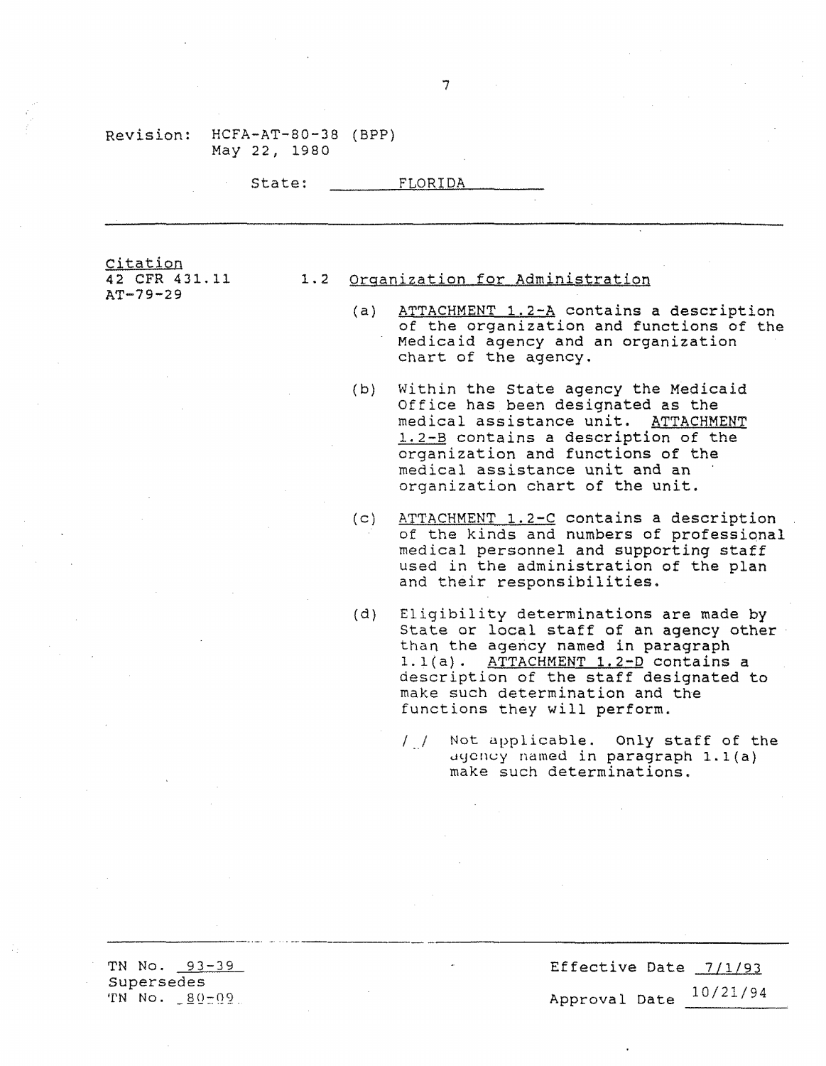Revision: HCFA-AT-80-38 (BPP)
May 22, 1980

State: FLORIDA

---

Citation
42 CFR 431.11
AT-79-29

1.2 Organization for Administration

(a) ATTACHMENT 1.2-A contains a description of the organization and functions of the Medicaid agency and an organization chart of the agency.

(b) Within the State agency the Medicaid Office has been designated as the medical assistance unit. ATTACHMENT 1.2-B contains a description of the organization and functions of the medical assistance unit and an organization chart of the unit.

(c) ATTACHMENT 1.2-C contains a description of the kinds and numbers of professional medical personnel and supporting staff used in the administration of the plan and their responsibilities.

(d) Eligibility determinations are made by State or local staff of an agency other than the agency named in paragraph 1.1(a). ATTACHMENT 1.2-D contains a description of the staff designated to make such determination and the functions they will perform.

/_/ Not applicable. Only staff of the agency named in paragraph 1.1(a) make such determinations.

---

TN No. 93-39
Supersedes
TN No. 80-09

Effective Date 7/1/93

Approval Date 10/21/94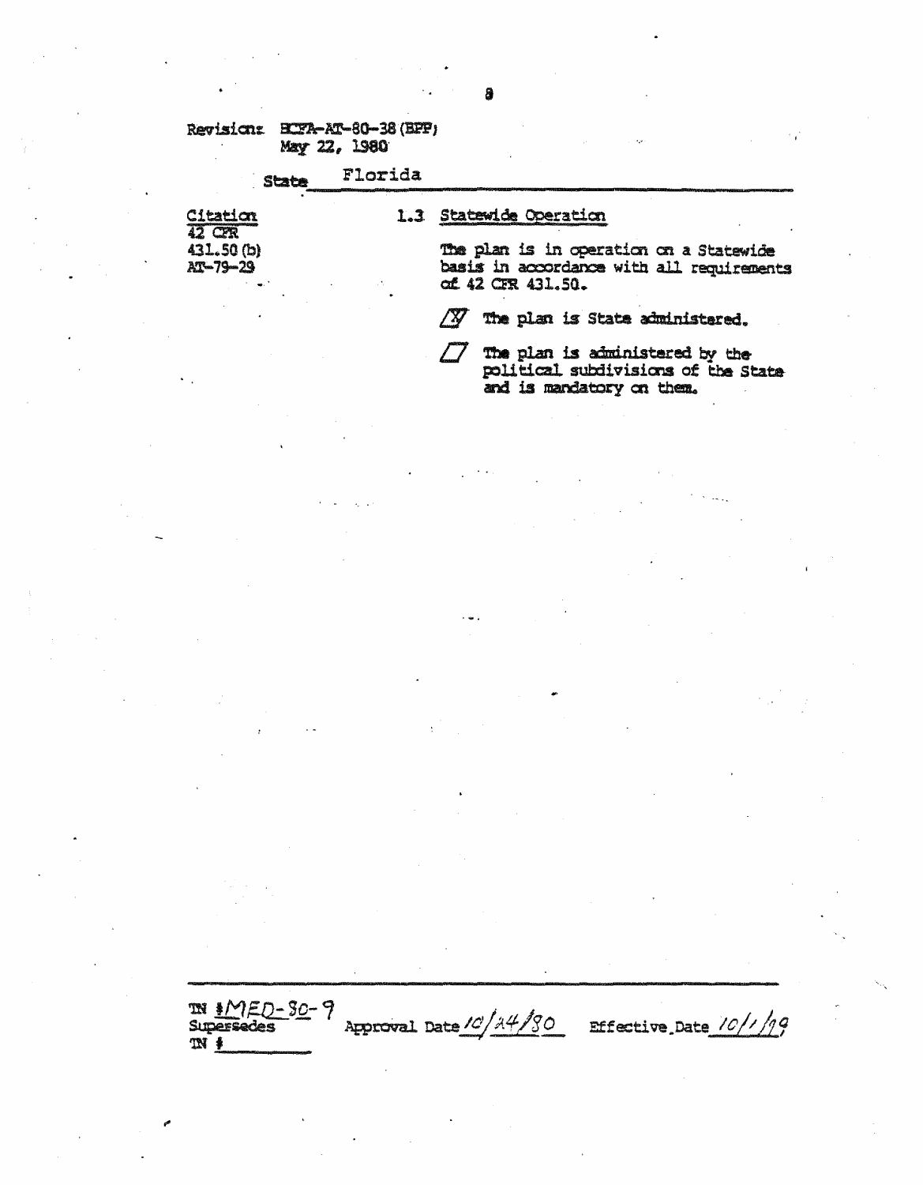Revision: HCFA-AT-80-38 (BPP)
May 22, 1980

State Florida

| Citation | |
|---|---|
| 42 CFR 431.50 (b) AT-79-29 | **1.3 Statewide Operation** |
| | The plan is in operation on a Statewide basis in accordance with all requirements of 42 CFR 431.50. |
| | [X] The plan is State administered. |
| | [ ] The plan is administered by the political subdivisions of the State and is mandatory on them. |

TN # MED-80-9 Approval Date 10/24/80 Effective Date 10/1/79
Supersedes
TN #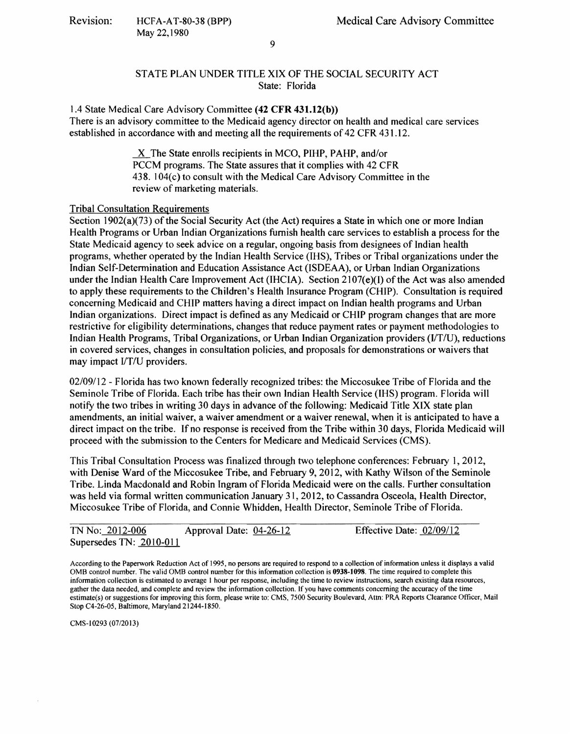STATE PLAN UNDER TITLE XIX OF THE SOCIAL SECURITY ACT
State: Florida

1.4 State Medical Care Advisory Committee **(42 CFR 431.12(b))**
There is an advisory committee to the Medicaid agency director on health and medical care services established in accordance with and meeting all the requirements of 42 CFR 431.12.

> X The State enrolls recipients in MCO, PIHP, PAHP, and/or PCCM programs. The State assures that it complies with 42 CFR 438. 104(c) to consult with the Medical Care Advisory Committee in the review of marketing materials.

Tribal Consultation Requirements
Section 1902(a)(73) of the Social Security Act (the Act) requires a State in which one or more Indian Health Programs or Urban Indian Organizations furnish health care services to establish a process for the State Medicaid agency to seek advice on a regular, ongoing basis from designees of Indian health programs, whether operated by the Indian Health Service (IHS), Tribes or Tribal organizations under the Indian Self-Determination and Education Assistance Act (ISDEAA), or Urban Indian Organizations under the Indian Health Care Improvement Act (IHCIA). Section 2107(e)(I) of the Act was also amended to apply these requirements to the Children's Health Insurance Program (CHIP). Consultation is required concerning Medicaid and CHIP matters having a direct impact on Indian health programs and Urban Indian organizations. Direct impact is defined as any Medicaid or CHIP program changes that are more restrictive for eligibility determinations, changes that reduce payment rates or payment methodologies to Indian Health Programs, Tribal Organizations, or Urban Indian Organization providers (I/T/U), reductions in covered services, changes in consultation policies, and proposals for demonstrations or waivers that may impact I/T/U providers.

02/09/12 - Florida has two known federally recognized tribes: the Miccosukee Tribe of Florida and the Seminole Tribe of Florida. Each tribe has their own Indian Health Service (IHS) program. Florida will notify the two tribes in writing 30 days in advance of the following: Medicaid Title XIX state plan amendments, an initial waiver, a waiver amendment or a waiver renewal, when it is anticipated to have a direct impact on the tribe. If no response is received from the Tribe within 30 days, Florida Medicaid will proceed with the submission to the Centers for Medicare and Medicaid Services (CMS).

This Tribal Consultation Process was finalized through two telephone conferences: February 1, 2012, with Denise Ward of the Miccosukee Tribe, and February 9, 2012, with Kathy Wilson of the Seminole Tribe. Linda Macdonald and Robin Ingram of Florida Medicaid were on the calls. Further consultation was held via formal written communication January 31, 2012, to Cassandra Osceola, Health Director, Miccosukee Tribe of Florida, and Connie Whidden, Health Director, Seminole Tribe of Florida.

TN No: 2012-006 Approval Date: 04-26-12 Effective Date: 02/09/12
Supersedes TN: 2010-011

According to the Paperwork Reduction Act of 1995, no persons are required to respond to a collection of information unless it displays a valid OMB control number. The valid OMB control number for this information collection is **0938-1098**. The time required to complete this information collection is estimated to average 1 hour per response, including the time to review instructions, search existing data resources, gather the data needed, and complete and review the information collection. If you have comments concerning the accuracy of the time estimate(s) or suggestions for improving this form, please write to: CMS, 7500 Security Boulevard, Attn: PRA Reports Clearance Officer, Mail Stop C4-26-05, Baltimore, Maryland 21244-1850.

CMS-10293 (07/2013)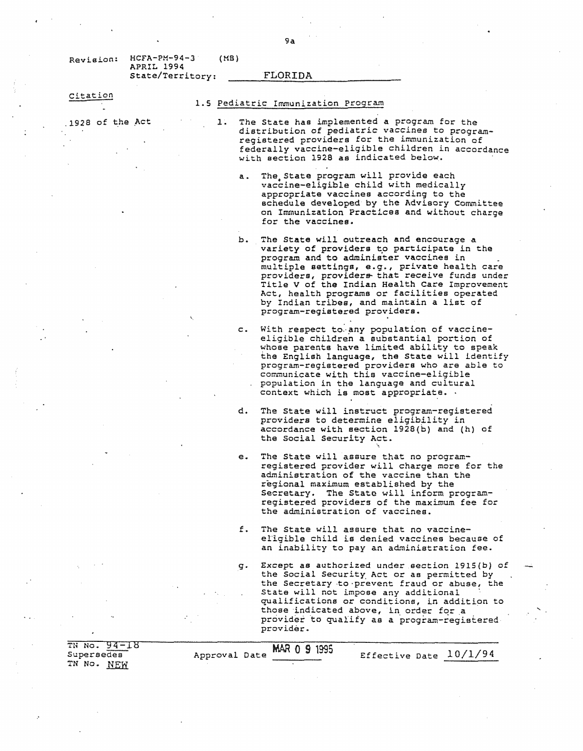Revision: HCFA-PM-94-3 (MB)
APRIL 1994
State/Territory: FLORIDA

Citation

1928 of the Act

1.5 Pediatric Immunization Program

1. The State has implemented a program for the distribution of pediatric vaccines to program-registered providers for the immunization of federally vaccine-eligible children in accordance with section 1928 as indicated below.

   a. The State program will provide each vaccine-eligible child with medically appropriate vaccines according to the schedule developed by the Advisory Committee on Immunization Practices and without charge for the vaccines.

   b. The State will outreach and encourage a variety of providers to participate in the program and to administer vaccines in multiple settings, e.g., private health care providers, providers that receive funds under Title V of the Indian Health Care Improvement Act, health programs or facilities operated by Indian tribes, and maintain a list of program-registered providers.

   c. With respect to any population of vaccine-eligible children a substantial portion of whose parents have limited ability to speak the English language, the State will identify program-registered providers who are able to communicate with this vaccine-eligible population in the language and cultural context which is most appropriate.

   d. The State will instruct program-registered providers to determine eligibility in accordance with section 1928(b) and (h) of the Social Security Act.

   e. The State will assure that no program-registered provider will charge more for the administration of the vaccine than the regional maximum established by the Secretary. The State will inform program-registered providers of the maximum fee for the administration of vaccines.

   f. The State will assure that no vaccine-eligible child is denied vaccines because of an inability to pay an administration fee.

   g. Except as authorized under section 1915(b) of the Social Security Act or as permitted by the Secretary to prevent fraud or abuse, the State will not impose any additional qualifications or conditions, in addition to those indicated above, in order for a provider to qualify as a program-registered provider.

TN No. 94-18
Supersedes
TN No. NEW

Approval Date MAR 0 9 1995

Effective Date 10/1/94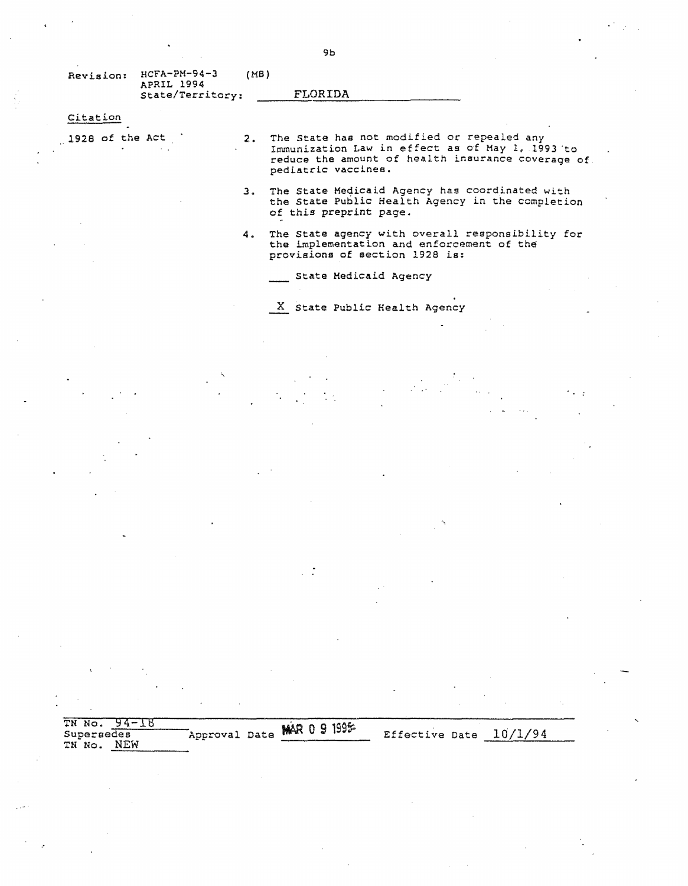Revision: HCFA-PM-94-3 (MB)
APRIL 1994
State/Territory: FLORIDA

Citation

1928 of the Act

2. The State has not modified or repealed any Immunization Law in effect as of May 1, 1993 to reduce the amount of health insurance coverage of pediatric vaccines.

3. The State Medicaid Agency has coordinated with the State Public Health Agency in the completion of this preprint page.

4. The State agency with overall responsibility for the implementation and enforcement of the provisions of section 1928 is:

___ State Medicaid Agency

X State Public Health Agency

TN No. 94-18
Supersedes
TN No. NEW

Approval Date MAR 0 9 1995

Effective Date 10/1/94